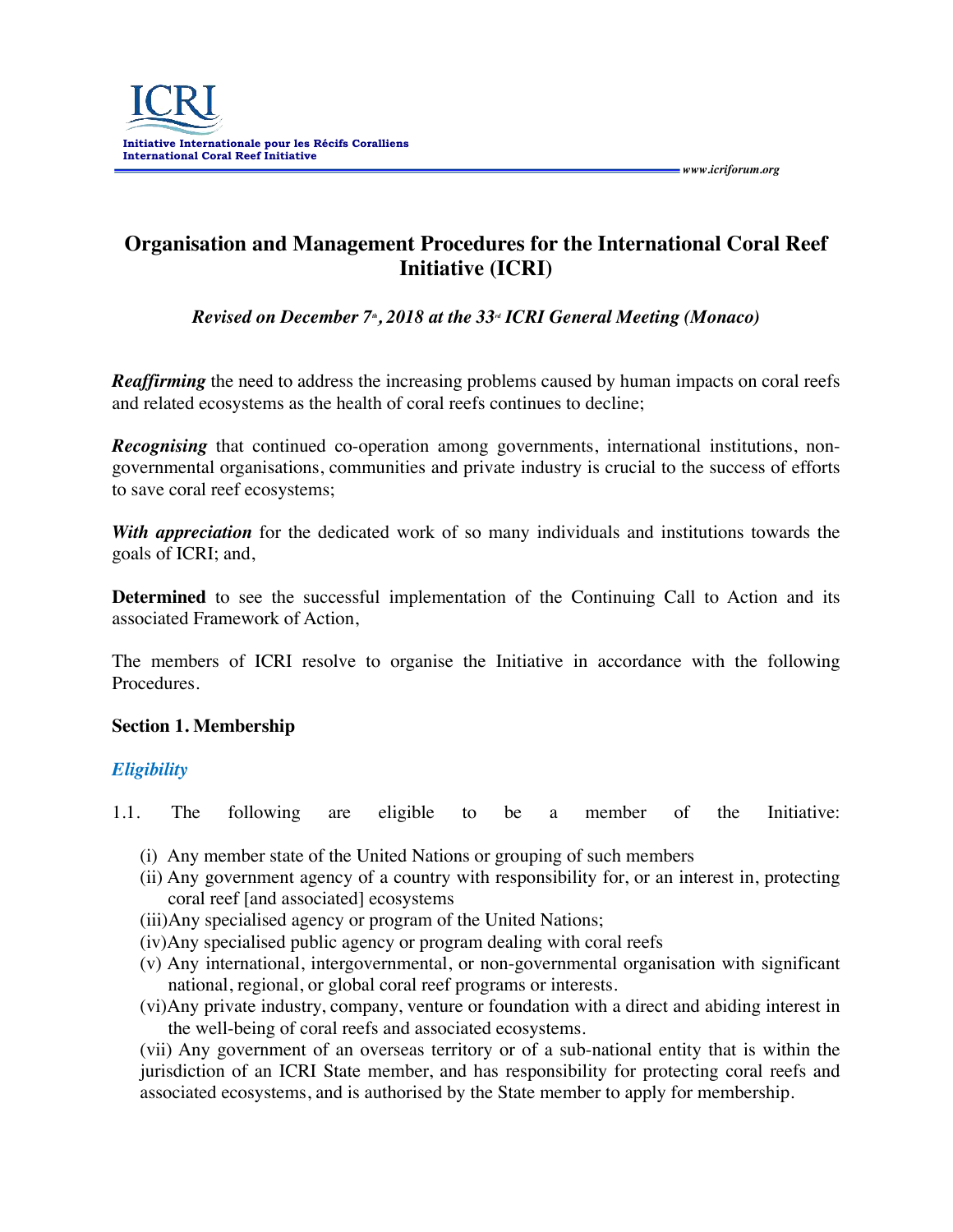Initiative Internationale pour les Récifs Coralliens
International Coral Reef Initiative

www.icriforum.org

# Organisation and Management Procedures for the International Coral Reef Initiative (ICRI)

***Revised on December 7th, 2018 at the 33rd ICRI General Meeting (Monaco)***

***Reaffirming*** the need to address the increasing problems caused by human impacts on coral reefs and related ecosystems as the health of coral reefs continues to decline;

***Recognising*** that continued co-operation among governments, international institutions, non-governmental organisations, communities and private industry is crucial to the success of efforts to save coral reef ecosystems;

***With appreciation*** for the dedicated work of so many individuals and institutions towards the goals of ICRI; and,

**Determined** to see the successful implementation of the Continuing Call to Action and its associated Framework of Action,

The members of ICRI resolve to organise the Initiative in accordance with the following Procedures.

## Section 1. Membership

### *Eligibility*

1.1. The following are eligible to be a member of the Initiative:

(i) Any member state of the United Nations or grouping of such members
(ii) Any government agency of a country with responsibility for, or an interest in, protecting coral reef [and associated] ecosystems
(iii) Any specialised agency or program of the United Nations;
(iv) Any specialised public agency or program dealing with coral reefs
(v) Any international, intergovernmental, or non-governmental organisation with significant national, regional, or global coral reef programs or interests.
(vi) Any private industry, company, venture or foundation with a direct and abiding interest in the well-being of coral reefs and associated ecosystems.
(vii) Any government of an overseas territory or of a sub-national entity that is within the jurisdiction of an ICRI State member, and has responsibility for protecting coral reefs and associated ecosystems, and is authorised by the State member to apply for membership.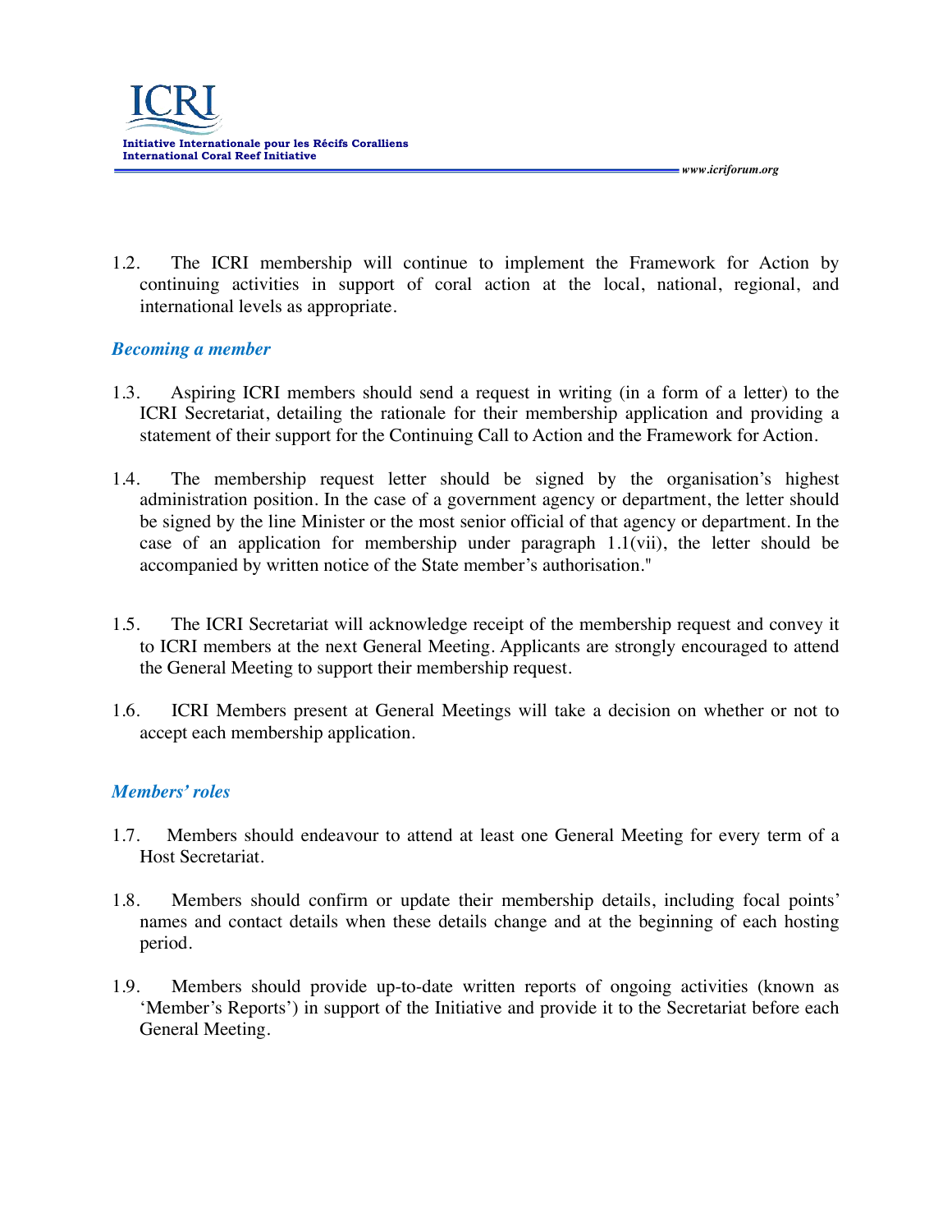1.2. The ICRI membership will continue to implement the Framework for Action by continuing activities in support of coral action at the local, national, regional, and international levels as appropriate.

### *Becoming a member*

1.3. Aspiring ICRI members should send a request in writing (in a form of a letter) to the ICRI Secretariat, detailing the rationale for their membership application and providing a statement of their support for the Continuing Call to Action and the Framework for Action.

1.4. The membership request letter should be signed by the organisation's highest administration position. In the case of a government agency or department, the letter should be signed by the line Minister or the most senior official of that agency or department. In the case of an application for membership under paragraph 1.1(vii), the letter should be accompanied by written notice of the State member's authorisation."

1.5. The ICRI Secretariat will acknowledge receipt of the membership request and convey it to ICRI members at the next General Meeting. Applicants are strongly encouraged to attend the General Meeting to support their membership request.

1.6. ICRI Members present at General Meetings will take a decision on whether or not to accept each membership application.

### *Members' roles*

1.7. Members should endeavour to attend at least one General Meeting for every term of a Host Secretariat.

1.8. Members should confirm or update their membership details, including focal points' names and contact details when these details change and at the beginning of each hosting period.

1.9. Members should provide up-to-date written reports of ongoing activities (known as 'Member's Reports') in support of the Initiative and provide it to the Secretariat before each General Meeting.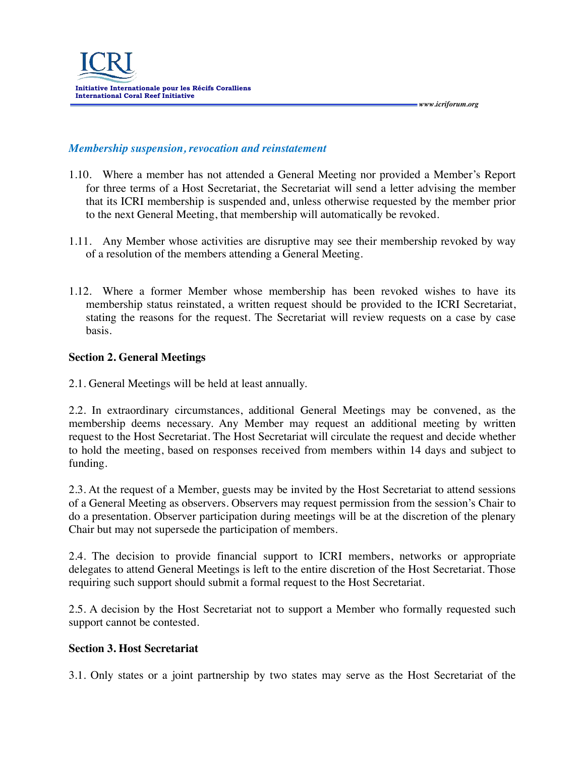*Membership suspension, revocation and reinstatement*

1.10. Where a member has not attended a General Meeting nor provided a Member's Report for three terms of a Host Secretariat, the Secretariat will send a letter advising the member that its ICRI membership is suspended and, unless otherwise requested by the member prior to the next General Meeting, that membership will automatically be revoked.

1.11. Any Member whose activities are disruptive may see their membership revoked by way of a resolution of the members attending a General Meeting.

1.12. Where a former Member whose membership has been revoked wishes to have its membership status reinstated, a written request should be provided to the ICRI Secretariat, stating the reasons for the request. The Secretariat will review requests on a case by case basis.

**Section 2. General Meetings**

2.1. General Meetings will be held at least annually.

2.2. In extraordinary circumstances, additional General Meetings may be convened, as the membership deems necessary. Any Member may request an additional meeting by written request to the Host Secretariat. The Host Secretariat will circulate the request and decide whether to hold the meeting, based on responses received from members within 14 days and subject to funding.

2.3. At the request of a Member, guests may be invited by the Host Secretariat to attend sessions of a General Meeting as observers. Observers may request permission from the session's Chair to do a presentation. Observer participation during meetings will be at the discretion of the plenary Chair but may not supersede the participation of members.

2.4. The decision to provide financial support to ICRI members, networks or appropriate delegates to attend General Meetings is left to the entire discretion of the Host Secretariat. Those requiring such support should submit a formal request to the Host Secretariat.

2.5. A decision by the Host Secretariat not to support a Member who formally requested such support cannot be contested.

**Section 3. Host Secretariat**

3.1. Only states or a joint partnership by two states may serve as the Host Secretariat of the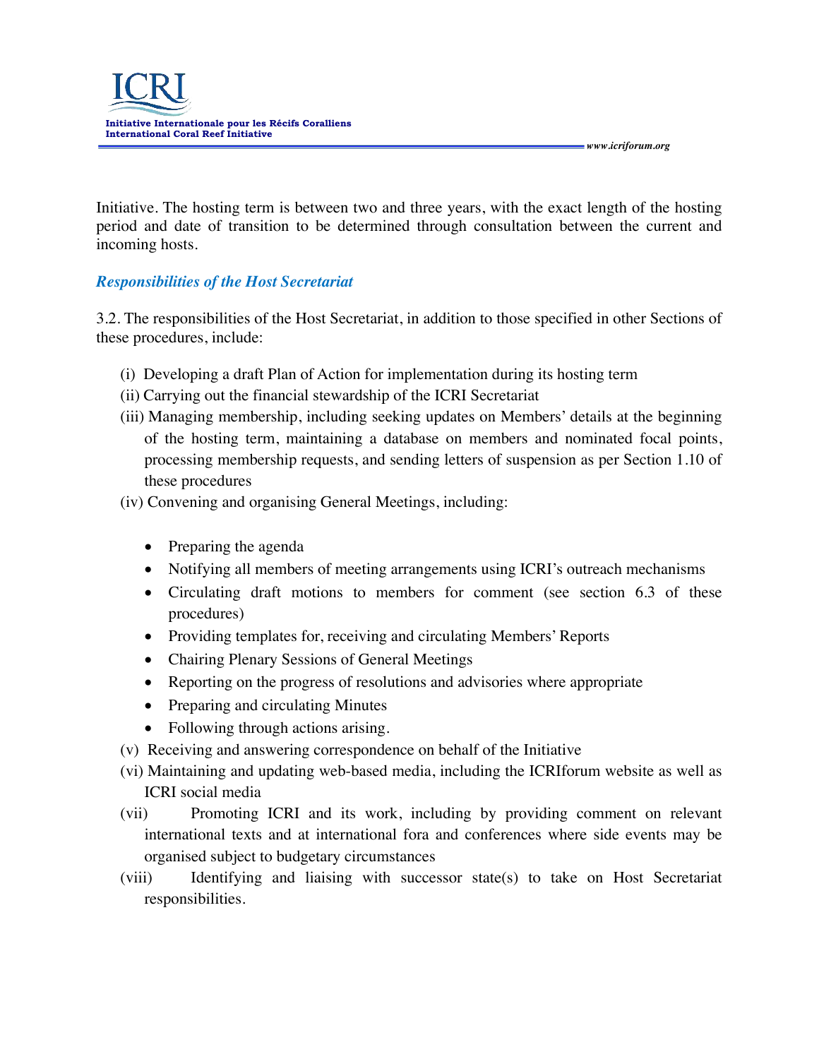Initiative. The hosting term is between two and three years, with the exact length of the hosting period and date of transition to be determined through consultation between the current and incoming hosts.

### *Responsibilities of the Host Secretariat*

3.2. The responsibilities of the Host Secretariat, in addition to those specified in other Sections of these procedures, include:

(i) Developing a draft Plan of Action for implementation during its hosting term

(ii) Carrying out the financial stewardship of the ICRI Secretariat

(iii) Managing membership, including seeking updates on Members' details at the beginning of the hosting term, maintaining a database on members and nominated focal points, processing membership requests, and sending letters of suspension as per Section 1.10 of these procedures

(iv) Convening and organising General Meetings, including:

- Preparing the agenda
- Notifying all members of meeting arrangements using ICRI's outreach mechanisms
- Circulating draft motions to members for comment (see section 6.3 of these procedures)
- Providing templates for, receiving and circulating Members' Reports
- Chairing Plenary Sessions of General Meetings
- Reporting on the progress of resolutions and advisories where appropriate
- Preparing and circulating Minutes
- Following through actions arising.

(v) Receiving and answering correspondence on behalf of the Initiative

(vi) Maintaining and updating web-based media, including the ICRIforum website as well as ICRI social media

(vii) Promoting ICRI and its work, including by providing comment on relevant international texts and at international fora and conferences where side events may be organised subject to budgetary circumstances

(viii) Identifying and liaising with successor state(s) to take on Host Secretariat responsibilities.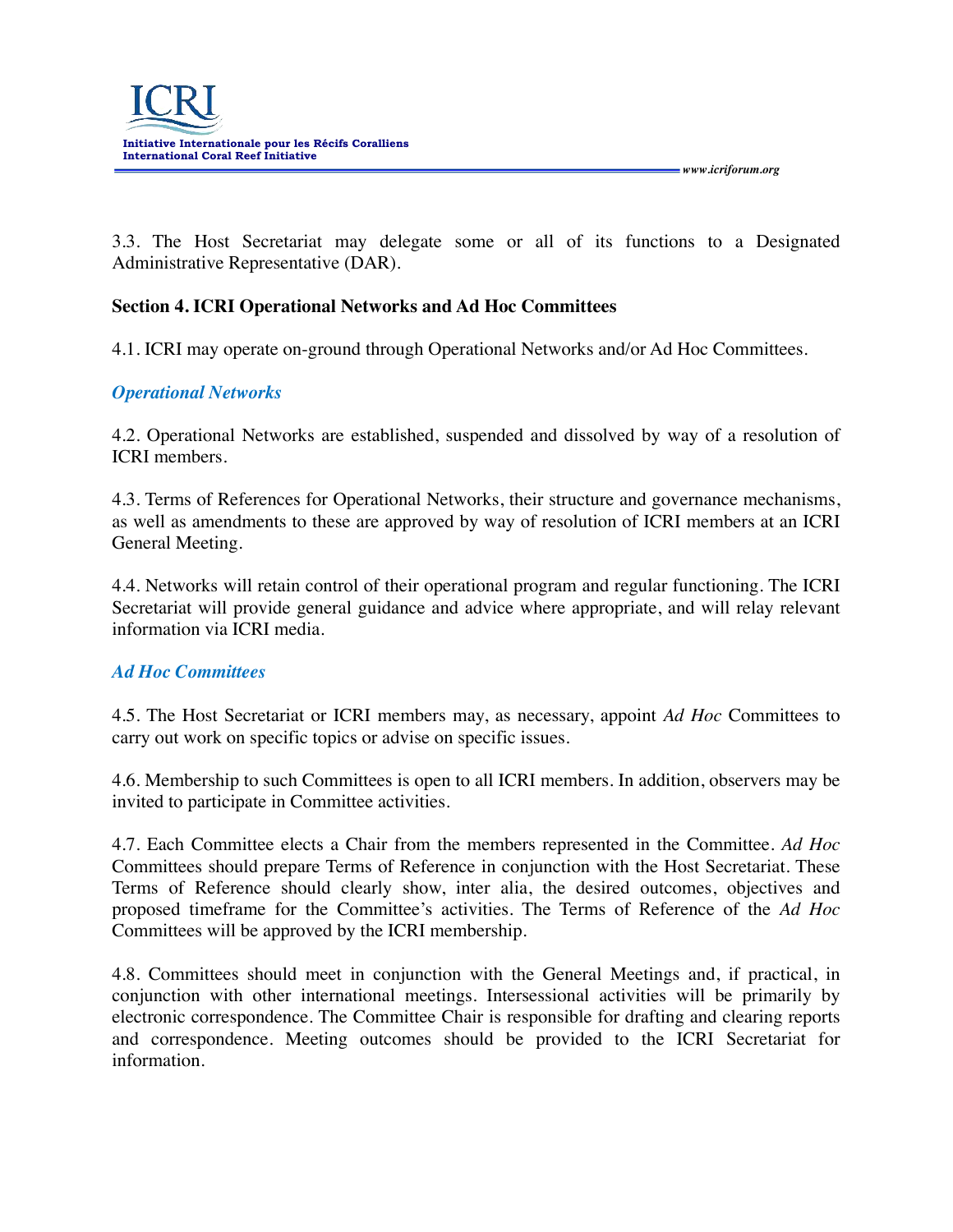3.3. The Host Secretariat may delegate some or all of its functions to a Designated Administrative Representative (DAR).

**Section 4. ICRI Operational Networks and Ad Hoc Committees**

4.1. ICRI may operate on-ground through Operational Networks and/or Ad Hoc Committees.

***Operational Networks***

4.2. Operational Networks are established, suspended and dissolved by way of a resolution of ICRI members.

4.3. Terms of References for Operational Networks, their structure and governance mechanisms, as well as amendments to these are approved by way of resolution of ICRI members at an ICRI General Meeting.

4.4. Networks will retain control of their operational program and regular functioning. The ICRI Secretariat will provide general guidance and advice where appropriate, and will relay relevant information via ICRI media.

***Ad Hoc Committees***

4.5. The Host Secretariat or ICRI members may, as necessary, appoint *Ad Hoc* Committees to carry out work on specific topics or advise on specific issues.

4.6. Membership to such Committees is open to all ICRI members. In addition, observers may be invited to participate in Committee activities.

4.7. Each Committee elects a Chair from the members represented in the Committee. *Ad Hoc* Committees should prepare Terms of Reference in conjunction with the Host Secretariat. These Terms of Reference should clearly show, inter alia, the desired outcomes, objectives and proposed timeframe for the Committee's activities. The Terms of Reference of the *Ad Hoc* Committees will be approved by the ICRI membership.

4.8. Committees should meet in conjunction with the General Meetings and, if practical, in conjunction with other international meetings. Intersessional activities will be primarily by electronic correspondence. The Committee Chair is responsible for drafting and clearing reports and correspondence. Meeting outcomes should be provided to the ICRI Secretariat for information.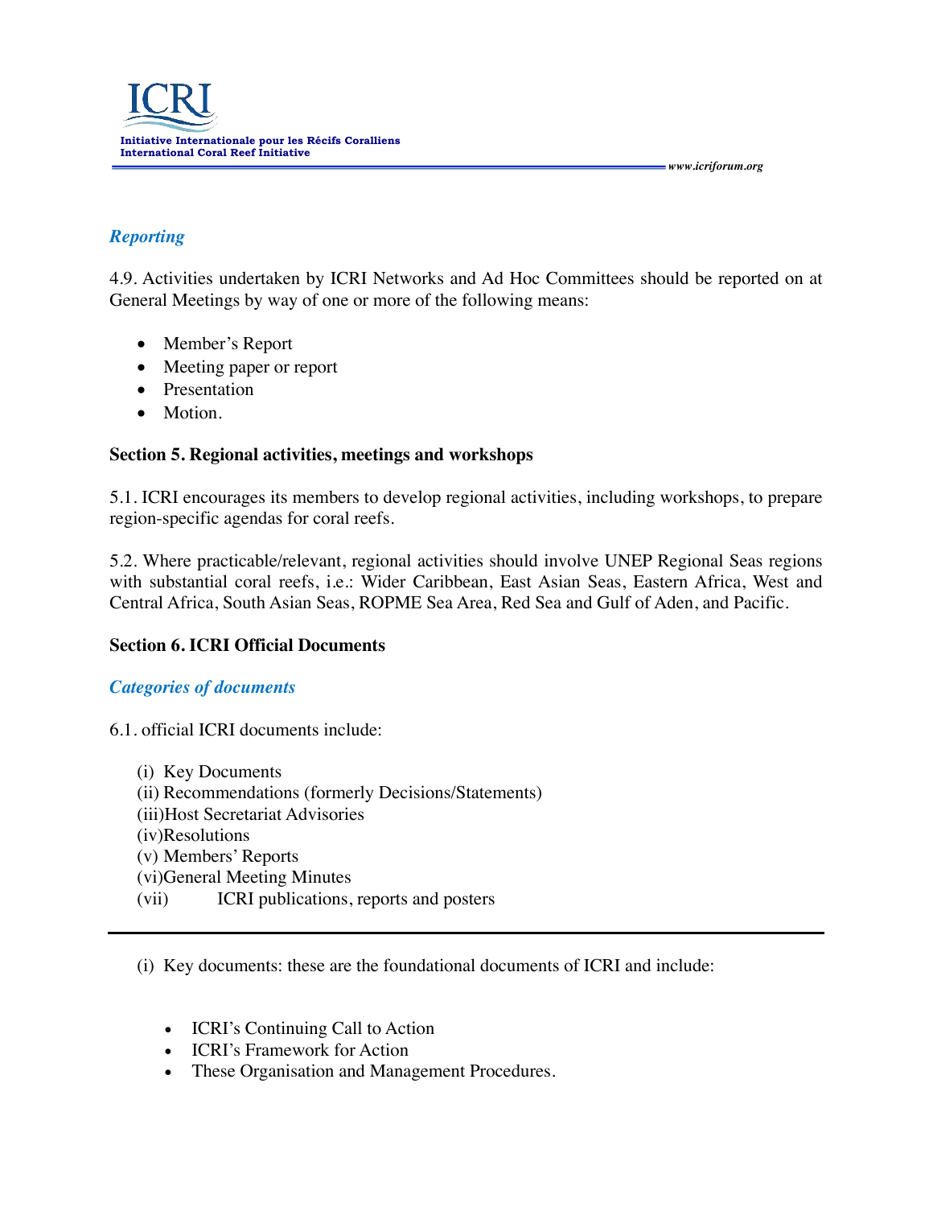*Reporting*

4.9. Activities undertaken by ICRI Networks and Ad Hoc Committees should be reported on at General Meetings by way of one or more of the following means:

- Member's Report
- Meeting paper or report
- Presentation
- Motion.

**Section 5. Regional activities, meetings and workshops**

5.1. ICRI encourages its members to develop regional activities, including workshops, to prepare region-specific agendas for coral reefs.

5.2. Where practicable/relevant, regional activities should involve UNEP Regional Seas regions with substantial coral reefs, i.e.: Wider Caribbean, East Asian Seas, Eastern Africa, West and Central Africa, South Asian Seas, ROPME Sea Area, Red Sea and Gulf of Aden, and Pacific.

**Section 6. ICRI Official Documents**

*Categories of documents*

6.1. official ICRI documents include:

(i) Key Documents
(ii) Recommendations (formerly Decisions/Statements)
(iii) Host Secretariat Advisories
(iv) Resolutions
(v) Members' Reports
(vi) General Meeting Minutes
(vii) ICRI publications, reports and posters

---

(i) Key documents: these are the foundational documents of ICRI and include:

- ICRI's Continuing Call to Action
- ICRI's Framework for Action
- These Organisation and Management Procedures.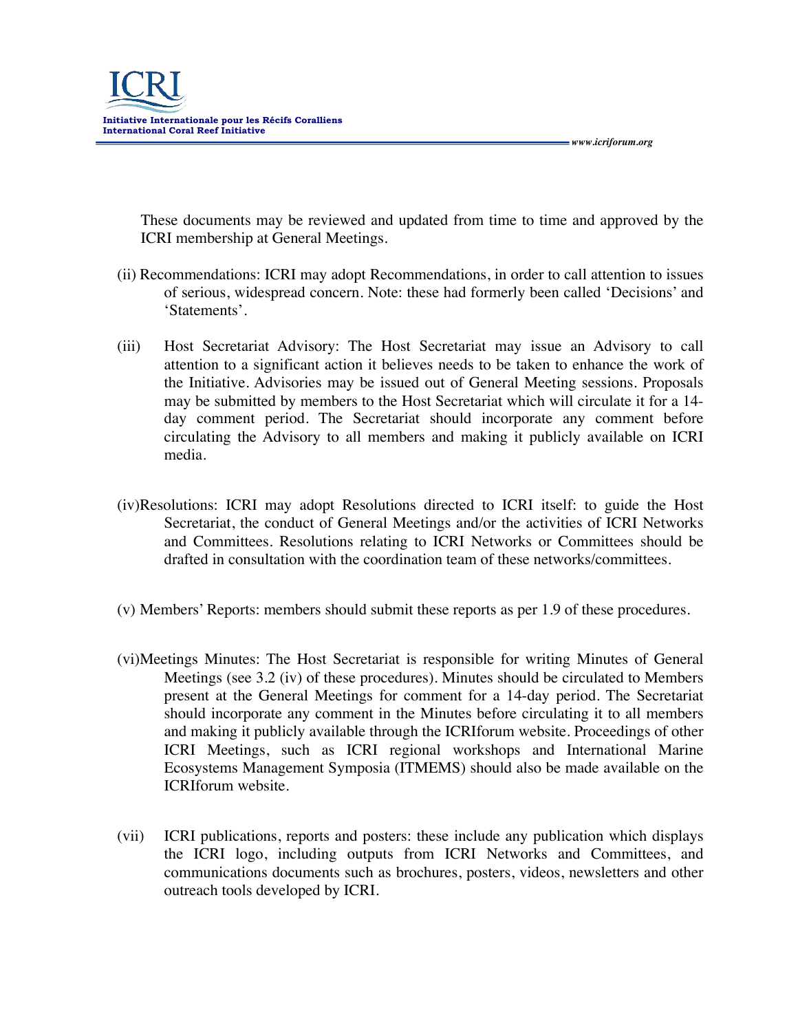These documents may be reviewed and updated from time to time and approved by the ICRI membership at General Meetings.

(ii) Recommendations: ICRI may adopt Recommendations, in order to call attention to issues of serious, widespread concern. Note: these had formerly been called 'Decisions' and 'Statements'.

(iii) Host Secretariat Advisory: The Host Secretariat may issue an Advisory to call attention to a significant action it believes needs to be taken to enhance the work of the Initiative. Advisories may be issued out of General Meeting sessions. Proposals may be submitted by members to the Host Secretariat which will circulate it for a 14-day comment period. The Secretariat should incorporate any comment before circulating the Advisory to all members and making it publicly available on ICRI media.

(iv) Resolutions: ICRI may adopt Resolutions directed to ICRI itself: to guide the Host Secretariat, the conduct of General Meetings and/or the activities of ICRI Networks and Committees. Resolutions relating to ICRI Networks or Committees should be drafted in consultation with the coordination team of these networks/committees.

(v) Members' Reports: members should submit these reports as per 1.9 of these procedures.

(vi) Meetings Minutes: The Host Secretariat is responsible for writing Minutes of General Meetings (see 3.2 (iv) of these procedures). Minutes should be circulated to Members present at the General Meetings for comment for a 14-day period. The Secretariat should incorporate any comment in the Minutes before circulating it to all members and making it publicly available through the ICRIforum website. Proceedings of other ICRI Meetings, such as ICRI regional workshops and International Marine Ecosystems Management Symposia (ITMEMS) should also be made available on the ICRIforum website.

(vii) ICRI publications, reports and posters: these include any publication which displays the ICRI logo, including outputs from ICRI Networks and Committees, and communications documents such as brochures, posters, videos, newsletters and other outreach tools developed by ICRI.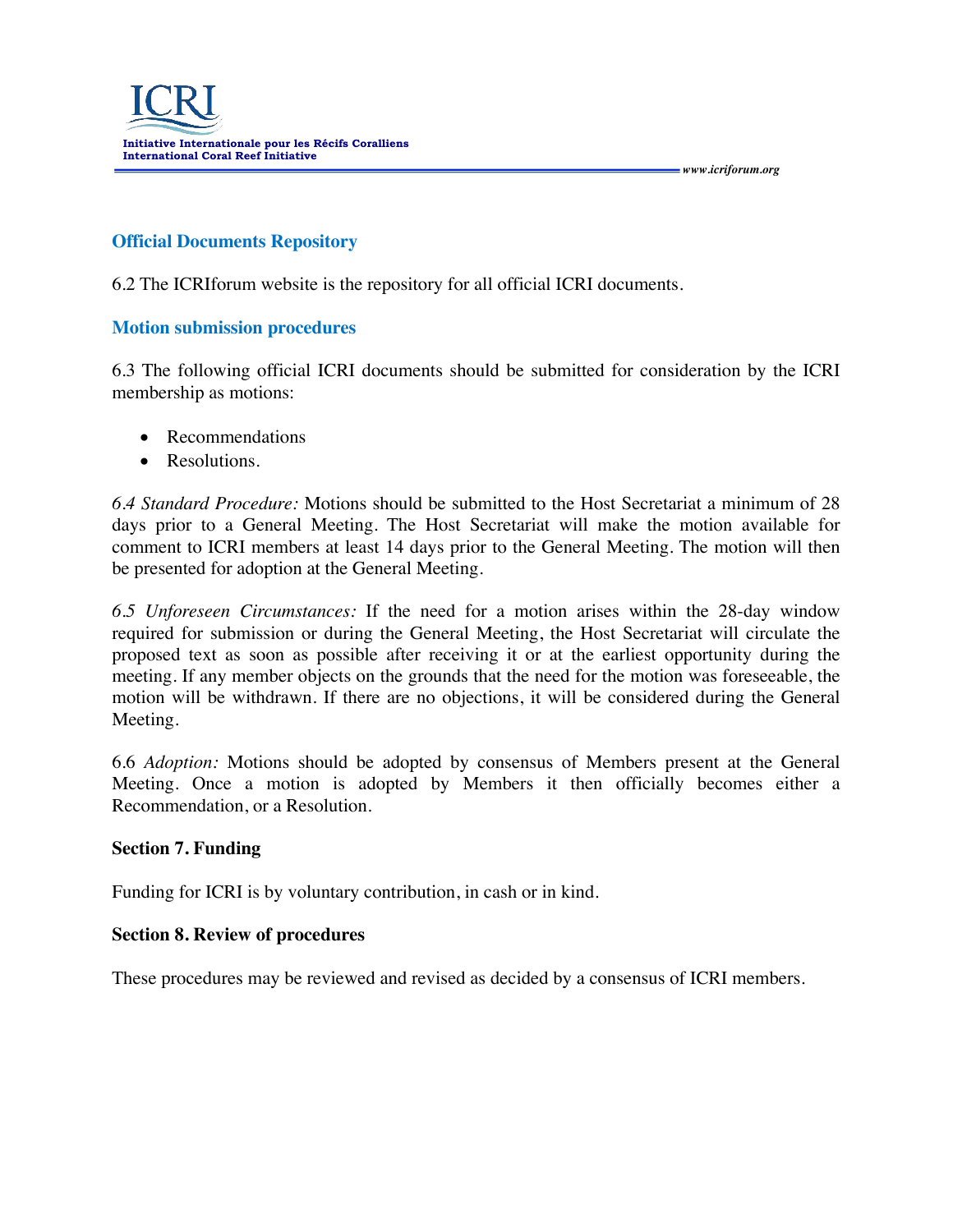### Official Documents Repository

6.2 The ICRIforum website is the repository for all official ICRI documents.

### Motion submission procedures

6.3 The following official ICRI documents should be submitted for consideration by the ICRI membership as motions:

- Recommendations
- Resolutions.

*6.4 Standard Procedure:* Motions should be submitted to the Host Secretariat a minimum of 28 days prior to a General Meeting. The Host Secretariat will make the motion available for comment to ICRI members at least 14 days prior to the General Meeting. The motion will then be presented for adoption at the General Meeting.

*6.5 Unforeseen Circumstances:* If the need for a motion arises within the 28-day window required for submission or during the General Meeting, the Host Secretariat will circulate the proposed text as soon as possible after receiving it or at the earliest opportunity during the meeting. If any member objects on the grounds that the need for the motion was foreseeable, the motion will be withdrawn. If there are no objections, it will be considered during the General Meeting.

6.6 *Adoption:* Motions should be adopted by consensus of Members present at the General Meeting. Once a motion is adopted by Members it then officially becomes either a Recommendation, or a Resolution.

**Section 7. Funding**

Funding for ICRI is by voluntary contribution, in cash or in kind.

**Section 8. Review of procedures**

These procedures may be reviewed and revised as decided by a consensus of ICRI members.